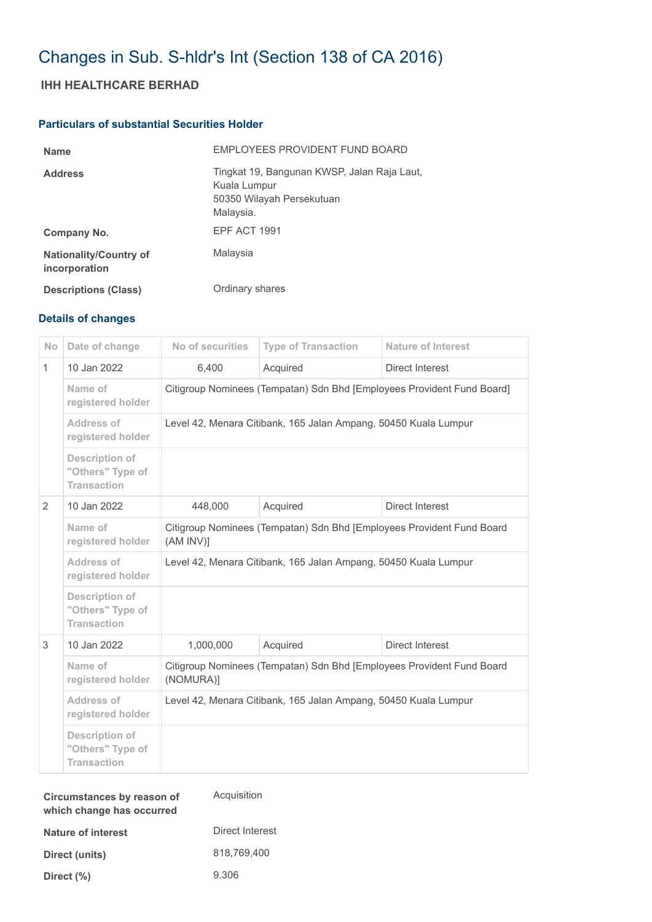# Changes in Sub. S-hldr's Int (Section 138 of CA 2016)

## IHH HEALTHCARE BERHAD

### Particulars of substantial Securities Holder

| | |
|---|---|
| **Name** | EMPLOYEES PROVIDENT FUND BOARD |
| **Address** | Tingkat 19, Bangunan KWSP, Jalan Raja Laut,<br>Kuala Lumpur<br>50350 Wilayah Persekutuan<br>Malaysia. |
| **Company No.** | EPF ACT 1991 |
| **Nationality/Country of incorporation** | Malaysia |
| **Descriptions (Class)** | Ordinary shares |

### Details of changes

| No | Date of change | No of securities | Type of Transaction | Nature of Interest |
|---|---|---|---|---|
| 1 | 10 Jan 2022 | 6,400 | Acquired | Direct Interest |
| | Name of registered holder | Citigroup Nominees (Tempatan) Sdn Bhd [Employees Provident Fund Board] | | |
| | Address of registered holder | Level 42, Menara Citibank, 165 Jalan Ampang, 50450 Kuala Lumpur | | |
| | Description of "Others" Type of Transaction | | | |
| 2 | 10 Jan 2022 | 448,000 | Acquired | Direct Interest |
| | Name of registered holder | Citigroup Nominees (Tempatan) Sdn Bhd [Employees Provident Fund Board (AM INV)] | | |
| | Address of registered holder | Level 42, Menara Citibank, 165 Jalan Ampang, 50450 Kuala Lumpur | | |
| | Description of "Others" Type of Transaction | | | |
| 3 | 10 Jan 2022 | 1,000,000 | Acquired | Direct Interest |
| | Name of registered holder | Citigroup Nominees (Tempatan) Sdn Bhd [Employees Provident Fund Board (NOMURA)] | | |
| | Address of registered holder | Level 42, Menara Citibank, 165 Jalan Ampang, 50450 Kuala Lumpur | | |
| | Description of "Others" Type of Transaction | | | |

| | |
|---|---|
| **Circumstances by reason of which change has occurred** | Acquisition |
| **Nature of interest** | Direct Interest |
| **Direct (units)** | 818,769,400 |
| **Direct (%)** | 9.306 |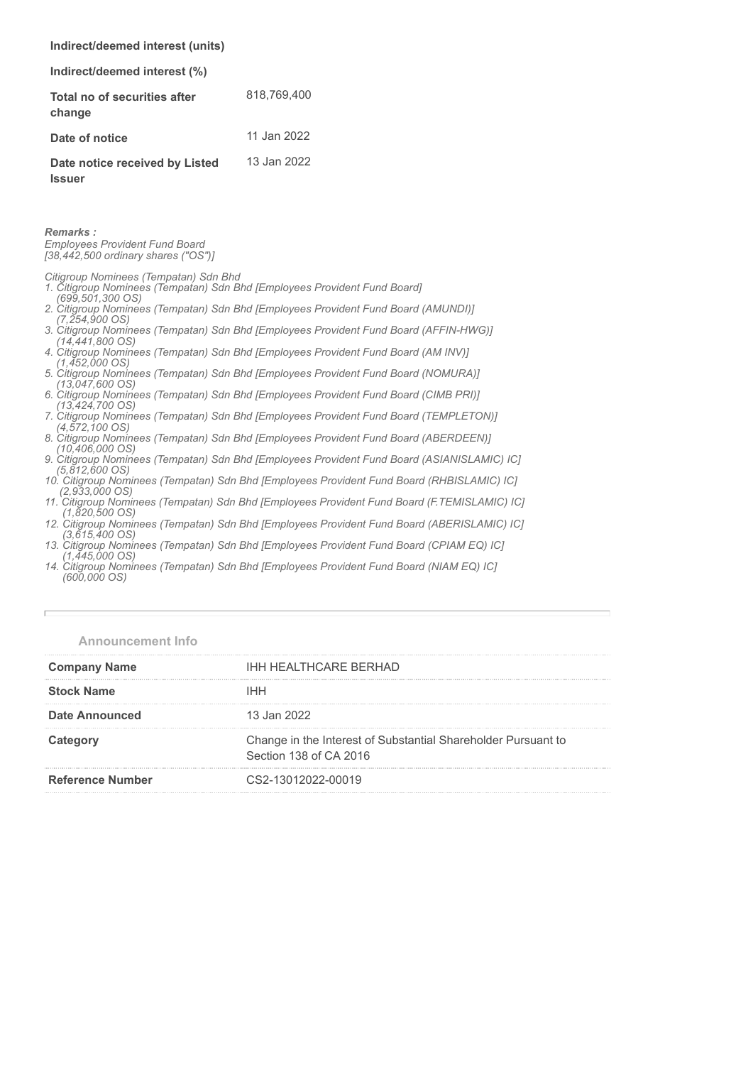| | |
|---|---|
| **Indirect/deemed interest (units)** | |
| **Indirect/deemed interest (%)** | |
| **Total no of securities after change** | 818,769,400 |
| **Date of notice** | 11 Jan 2022 |
| **Date notice received by Listed Issuer** | 13 Jan 2022 |

***Remarks :***

*Employees Provident Fund Board*
*[38,442,500 ordinary shares ("OS")]*

*Citigroup Nominees (Tempatan) Sdn Bhd*

*1. Citigroup Nominees (Tempatan) Sdn Bhd [Employees Provident Fund Board] (699,501,300 OS)*
*2. Citigroup Nominees (Tempatan) Sdn Bhd [Employees Provident Fund Board (AMUNDI)] (7,254,900 OS)*
*3. Citigroup Nominees (Tempatan) Sdn Bhd [Employees Provident Fund Board (AFFIN-HWG)] (14,441,800 OS)*
*4. Citigroup Nominees (Tempatan) Sdn Bhd [Employees Provident Fund Board (AM INV)] (1,452,000 OS)*
*5. Citigroup Nominees (Tempatan) Sdn Bhd [Employees Provident Fund Board (NOMURA)] (13,047,600 OS)*
*6. Citigroup Nominees (Tempatan) Sdn Bhd [Employees Provident Fund Board (CIMB PRI)] (13,424,700 OS)*
*7. Citigroup Nominees (Tempatan) Sdn Bhd [Employees Provident Fund Board (TEMPLETON)] (4,572,100 OS)*
*8. Citigroup Nominees (Tempatan) Sdn Bhd [Employees Provident Fund Board (ABERDEEN)] (10,406,000 OS)*
*9. Citigroup Nominees (Tempatan) Sdn Bhd [Employees Provident Fund Board (ASIANISLAMIC) IC] (5,812,600 OS)*
*10. Citigroup Nominees (Tempatan) Sdn Bhd [Employees Provident Fund Board (RHBISLAMIC) IC] (2,933,000 OS)*
*11. Citigroup Nominees (Tempatan) Sdn Bhd [Employees Provident Fund Board (F.TEMISLAMIC) IC] (1,820,500 OS)*
*12. Citigroup Nominees (Tempatan) Sdn Bhd [Employees Provident Fund Board (ABERISLAMIC) IC] (3,615,400 OS)*
*13. Citigroup Nominees (Tempatan) Sdn Bhd [Employees Provident Fund Board (CPIAM EQ) IC] (1,445,000 OS)*
*14. Citigroup Nominees (Tempatan) Sdn Bhd [Employees Provident Fund Board (NIAM EQ) IC] (600,000 OS)*

### Announcement Info

| | |
|---|---|
| **Company Name** | IHH HEALTHCARE BERHAD |
| **Stock Name** | IHH |
| **Date Announced** | 13 Jan 2022 |
| **Category** | Change in the Interest of Substantial Shareholder Pursuant to Section 138 of CA 2016 |
| **Reference Number** | CS2-13012022-00019 |